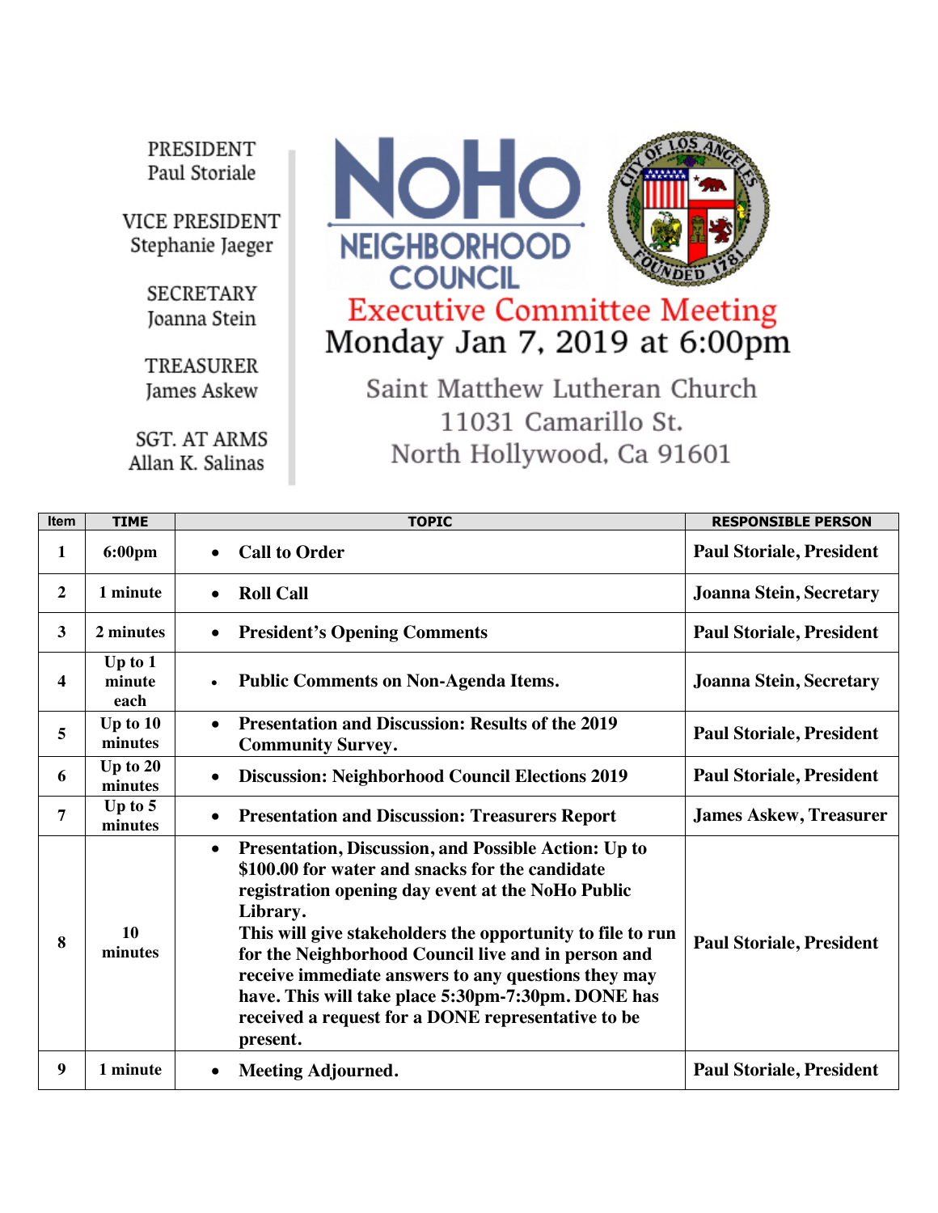PRESIDENT
Paul Storiale

VICE PRESIDENT
Stephanie Jaeger

SECRETARY
Joanna Stein

TREASURER
James Askew

SGT. AT ARMS
Allan K. Salinas

# NoHo NEIGHBORHOOD COUNCIL

## Executive Committee Meeting

**Monday Jan 7, 2019 at 6:00pm**

Saint Matthew Lutheran Church
11031 Camarillo St.
North Hollywood, Ca 91601

| Item | TIME | TOPIC | RESPONSIBLE PERSON |
|---|---|---|---|
| 1 | 6:00pm | • Call to Order | Paul Storiale, President |
| 2 | 1 minute | • Roll Call | Joanna Stein, Secretary |
| 3 | 2 minutes | • President's Opening Comments | Paul Storiale, President |
| 4 | Up to 1 minute each | • Public Comments on Non-Agenda Items. | Joanna Stein, Secretary |
| 5 | Up to 10 minutes | • Presentation and Discussion: Results of the 2019 Community Survey. | Paul Storiale, President |
| 6 | Up to 20 minutes | • Discussion: Neighborhood Council Elections 2019 | Paul Storiale, President |
| 7 | Up to 5 minutes | • Presentation and Discussion: Treasurers Report | James Askew, Treasurer |
| 8 | 10 minutes | • Presentation, Discussion, and Possible Action: Up to $100.00 for water and snacks for the candidate registration opening day event at the NoHo Public Library. This will give stakeholders the opportunity to file to run for the Neighborhood Council live and in person and receive immediate answers to any questions they may have. This will take place 5:30pm-7:30pm. DONE has received a request for a DONE representative to be present. | Paul Storiale, President |
| 9 | 1 minute | • Meeting Adjourned. | Paul Storiale, President |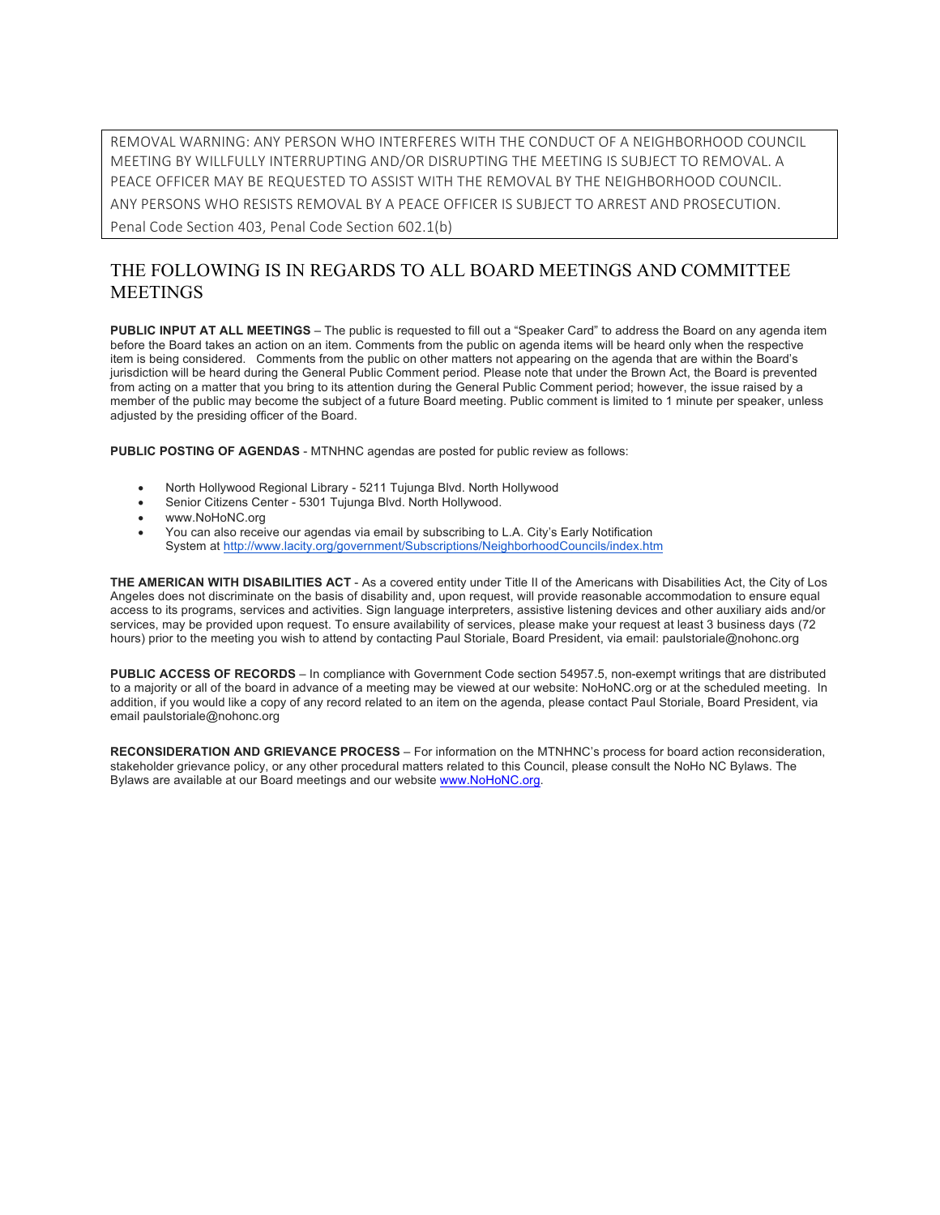REMOVAL WARNING: ANY PERSON WHO INTERFERES WITH THE CONDUCT OF A NEIGHBORHOOD COUNCIL MEETING BY WILLFULLY INTERRUPTING AND/OR DISRUPTING THE MEETING IS SUBJECT TO REMOVAL. A PEACE OFFICER MAY BE REQUESTED TO ASSIST WITH THE REMOVAL BY THE NEIGHBORHOOD COUNCIL. ANY PERSONS WHO RESISTS REMOVAL BY A PEACE OFFICER IS SUBJECT TO ARREST AND PROSECUTION. Penal Code Section 403, Penal Code Section 602.1(b)

## THE FOLLOWING IS IN REGARDS TO ALL BOARD MEETINGS AND COMMITTEE MEETINGS

**PUBLIC INPUT AT ALL MEETINGS** – The public is requested to fill out a "Speaker Card" to address the Board on any agenda item before the Board takes an action on an item. Comments from the public on agenda items will be heard only when the respective item is being considered. Comments from the public on other matters not appearing on the agenda that are within the Board's jurisdiction will be heard during the General Public Comment period. Please note that under the Brown Act, the Board is prevented from acting on a matter that you bring to its attention during the General Public Comment period; however, the issue raised by a member of the public may become the subject of a future Board meeting. Public comment is limited to 1 minute per speaker, unless adjusted by the presiding officer of the Board.

**PUBLIC POSTING OF AGENDAS** - MTNHNC agendas are posted for public review as follows:

- North Hollywood Regional Library - 5211 Tujunga Blvd. North Hollywood
- Senior Citizens Center - 5301 Tujunga Blvd. North Hollywood.
- www.NoHoNC.org
- You can also receive our agendas via email by subscribing to L.A. City's Early Notification System at http://www.lacity.org/government/Subscriptions/NeighborhoodCouncils/index.htm

**THE AMERICAN WITH DISABILITIES ACT** - As a covered entity under Title II of the Americans with Disabilities Act, the City of Los Angeles does not discriminate on the basis of disability and, upon request, will provide reasonable accommodation to ensure equal access to its programs, services and activities. Sign language interpreters, assistive listening devices and other auxiliary aids and/or services, may be provided upon request. To ensure availability of services, please make your request at least 3 business days (72 hours) prior to the meeting you wish to attend by contacting Paul Storiale, Board President, via email: paulstoriale@nohonc.org

**PUBLIC ACCESS OF RECORDS** – In compliance with Government Code section 54957.5, non-exempt writings that are distributed to a majority or all of the board in advance of a meeting may be viewed at our website: NoHoNC.org or at the scheduled meeting. In addition, if you would like a copy of any record related to an item on the agenda, please contact Paul Storiale, Board President, via email paulstoriale@nohonc.org

**RECONSIDERATION AND GRIEVANCE PROCESS** – For information on the MTNHNC's process for board action reconsideration, stakeholder grievance policy, or any other procedural matters related to this Council, please consult the NoHo NC Bylaws. The Bylaws are available at our Board meetings and our website www.NoHoNC.org.